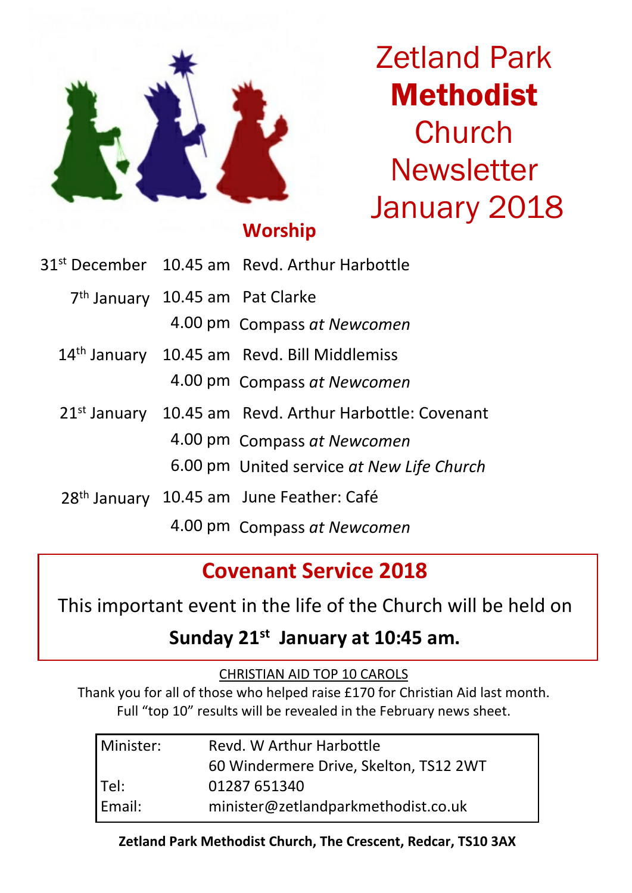# Zetland Park **Methodist** Church Newsletter January 2018

## Worship

| | | |
|---|---|---|
| 31st December | 10.45 am | Revd. Arthur Harbottle |
| 7th January | 10.45 am | Pat Clarke |
| | 4.00 pm | Compass *at Newcomen* |
| 14th January | 10.45 am | Revd. Bill Middlemiss |
| | 4.00 pm | Compass *at Newcomen* |
| 21st January | 10.45 am | Revd. Arthur Harbottle: Covenant |
| | 4.00 pm | Compass *at Newcomen* |
| | 6.00 pm | United service *at New Life Church* |
| 28th January | 10.45 am | June Feather: Café |
| | 4.00 pm | Compass *at Newcomen* |

## Covenant Service 2018

This important event in the life of the Church will be held on

**Sunday 21st January at 10:45 am.**

CHRISTIAN AID TOP 10 CAROLS

Thank you for all of those who helped raise £170 for Christian Aid last month.
Full "top 10" results will be revealed in the February news sheet.

| | |
|---|---|
| Minister: | Revd. W Arthur Harbottle |
| | 60 Windermere Drive, Skelton, TS12 2WT |
| Tel: | 01287 651340 |
| Email: | minister@zetlandparkmethodist.co.uk |

**Zetland Park Methodist Church, The Crescent, Redcar, TS10 3AX**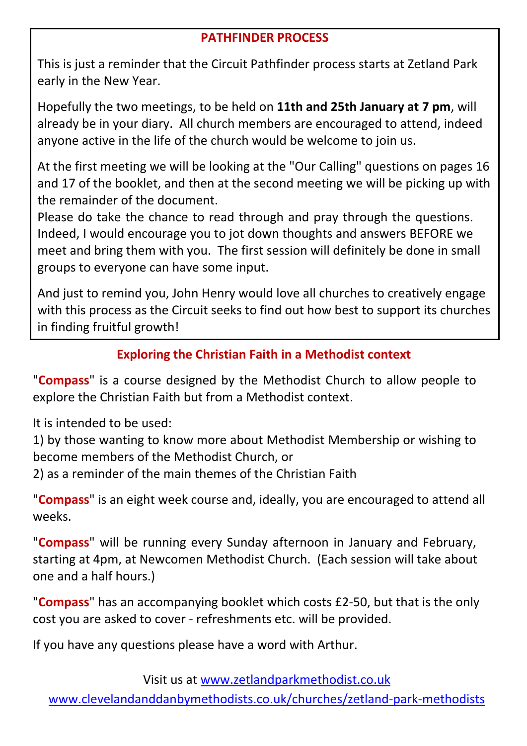## PATHFINDER PROCESS

This is just a reminder that the Circuit Pathfinder process starts at Zetland Park early in the New Year.

Hopefully the two meetings, to be held on **11th and 25th January at 7 pm**, will already be in your diary. All church members are encouraged to attend, indeed anyone active in the life of the church would be welcome to join us.

At the first meeting we will be looking at the "Our Calling" questions on pages 16 and 17 of the booklet, and then at the second meeting we will be picking up with the remainder of the document.
Please do take the chance to read through and pray through the questions. Indeed, I would encourage you to jot down thoughts and answers BEFORE we meet and bring them with you. The first session will definitely be done in small groups to everyone can have some input.

And just to remind you, John Henry would love all churches to creatively engage with this process as the Circuit seeks to find out how best to support its churches in finding fruitful growth!

## Exploring the Christian Faith in a Methodist context

"**Compass**" is a course designed by the Methodist Church to allow people to explore the Christian Faith but from a Methodist context.

It is intended to be used:
1) by those wanting to know more about Methodist Membership or wishing to become members of the Methodist Church, or
2) as a reminder of the main themes of the Christian Faith

"**Compass**" is an eight week course and, ideally, you are encouraged to attend all weeks.

"**Compass**" will be running every Sunday afternoon in January and February, starting at 4pm, at Newcomen Methodist Church. (Each session will take about one and a half hours.)

"**Compass**" has an accompanying booklet which costs £2-50, but that is the only cost you are asked to cover - refreshments etc. will be provided.

If you have any questions please have a word with Arthur.

Visit us at www.zetlandparkmethodist.co.uk
www.clevelandanddanbymethodists.co.uk/churches/zetland-park-methodists